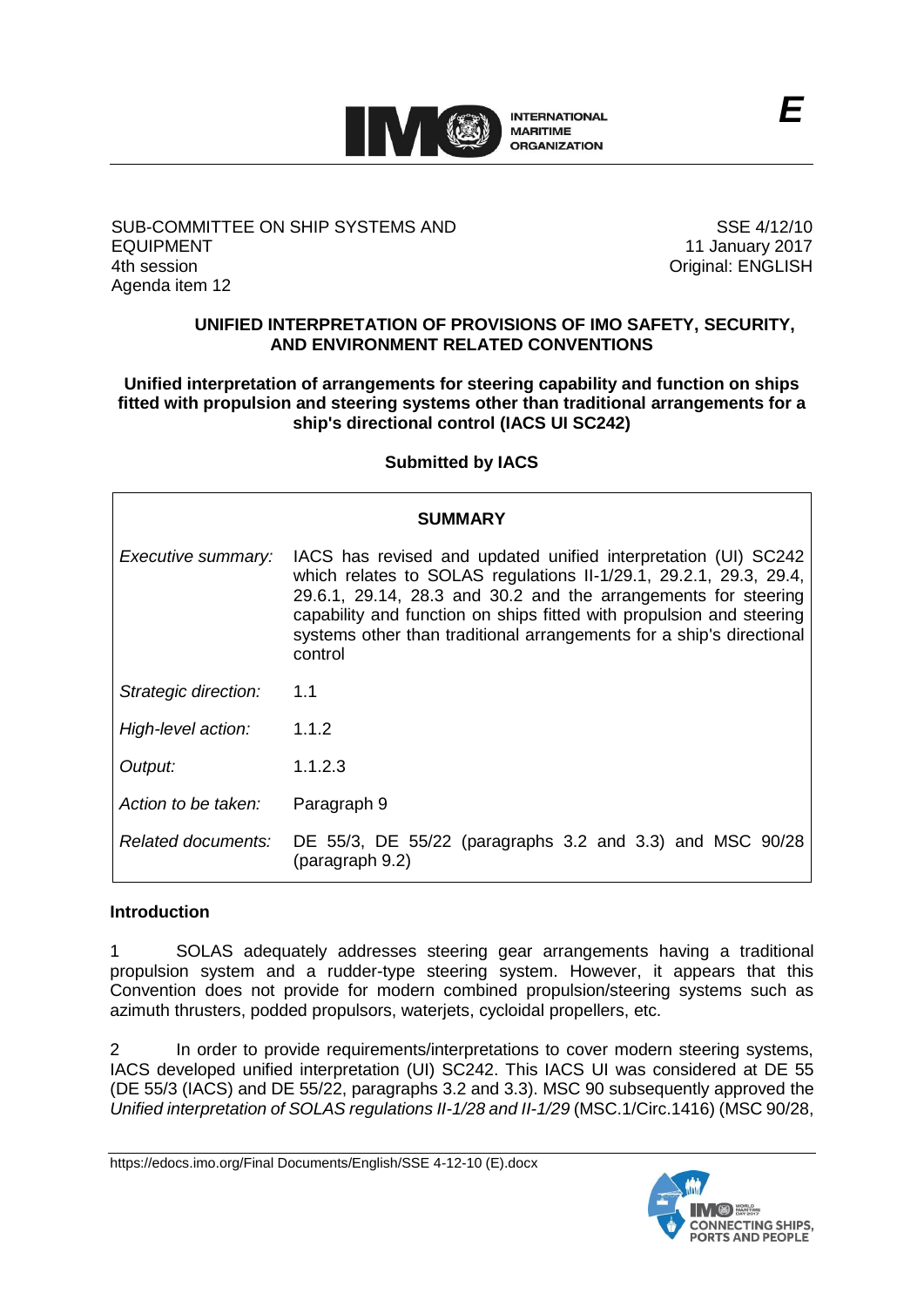E

SUB-COMMITTEE ON SHIP SYSTEMS AND EQUIPMENT
4th session
Agenda item 12

SSE 4/12/10
11 January 2017
Original: ENGLISH

# UNIFIED INTERPRETATION OF PROVISIONS OF IMO SAFETY, SECURITY, AND ENVIRONMENT RELATED CONVENTIONS

## Unified interpretation of arrangements for steering capability and function on ships fitted with propulsion and steering systems other than traditional arrangements for a ship's directional control (IACS UI SC242)

**Submitted by IACS**

| **SUMMARY** | |
|---|---|
| *Executive summary:* | IACS has revised and updated unified interpretation (UI) SC242 which relates to SOLAS regulations II-1/29.1, 29.2.1, 29.3, 29.4, 29.6.1, 29.14, 28.3 and 30.2 and the arrangements for steering capability and function on ships fitted with propulsion and steering systems other than traditional arrangements for a ship's directional control |
| *Strategic direction:* | 1.1 |
| *High-level action:* | 1.1.2 |
| *Output:* | 1.1.2.3 |
| *Action to be taken:* | Paragraph 9 |
| *Related documents:* | DE 55/3, DE 55/22 (paragraphs 3.2 and 3.3) and MSC 90/28 (paragraph 9.2) |

### Introduction

1 SOLAS adequately addresses steering gear arrangements having a traditional propulsion system and a rudder-type steering system. However, it appears that this Convention does not provide for modern combined propulsion/steering systems such as azimuth thrusters, podded propulsors, waterjets, cycloidal propellers, etc.

2 In order to provide requirements/interpretations to cover modern steering systems, IACS developed unified interpretation (UI) SC242. This IACS UI was considered at DE 55 (DE 55/3 (IACS) and DE 55/22, paragraphs 3.2 and 3.3). MSC 90 subsequently approved the *Unified interpretation of SOLAS regulations II-1/28 and II-1/29* (MSC.1/Circ.1416) (MSC 90/28,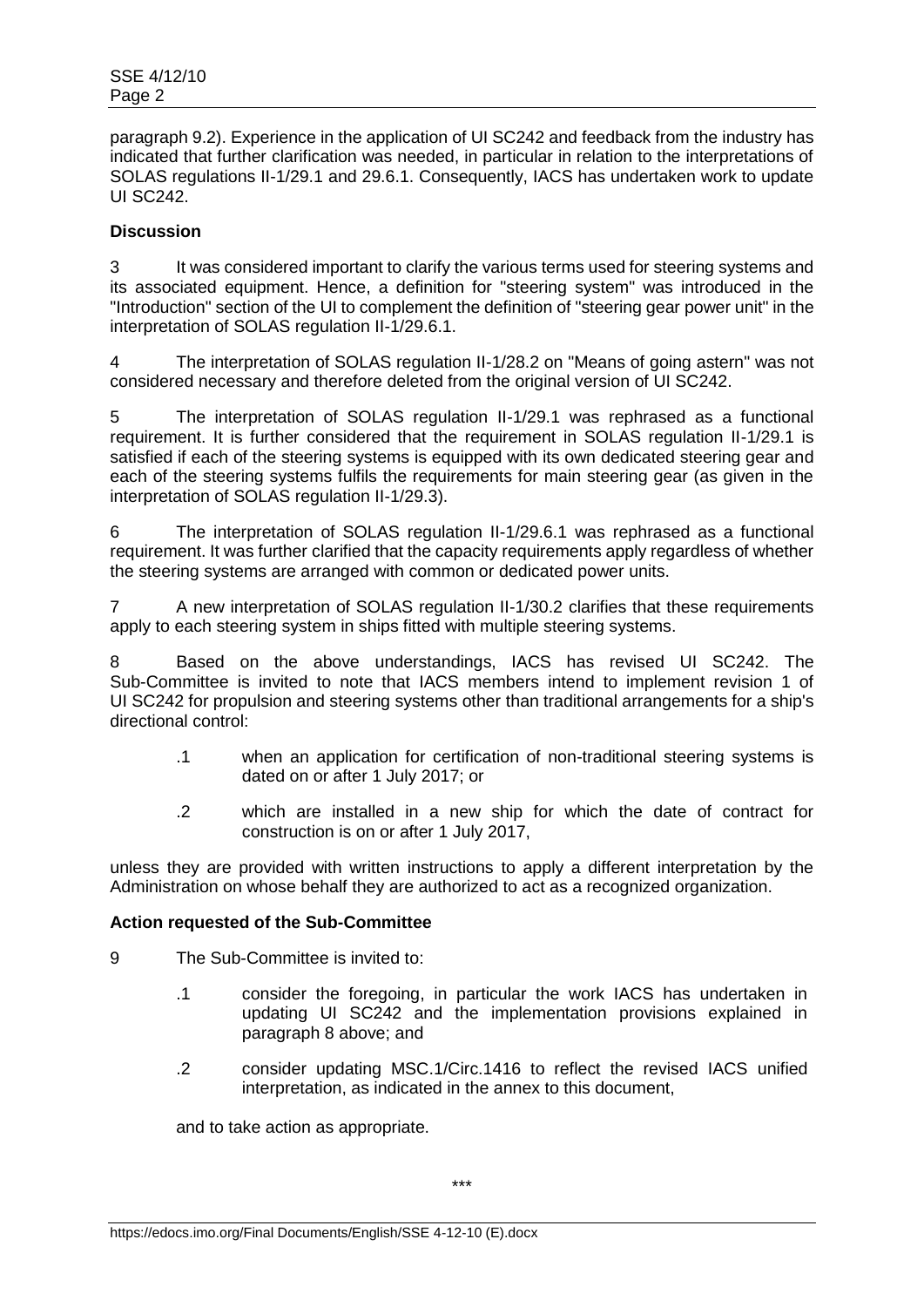paragraph 9.2). Experience in the application of UI SC242 and feedback from the industry has indicated that further clarification was needed, in particular in relation to the interpretations of SOLAS regulations II-1/29.1 and 29.6.1. Consequently, IACS has undertaken work to update UI SC242.

**Discussion**

3 It was considered important to clarify the various terms used for steering systems and its associated equipment. Hence, a definition for "steering system" was introduced in the "Introduction" section of the UI to complement the definition of "steering gear power unit" in the interpretation of SOLAS regulation II-1/29.6.1.

4 The interpretation of SOLAS regulation II-1/28.2 on "Means of going astern" was not considered necessary and therefore deleted from the original version of UI SC242.

5 The interpretation of SOLAS regulation II-1/29.1 was rephrased as a functional requirement. It is further considered that the requirement in SOLAS regulation II-1/29.1 is satisfied if each of the steering systems is equipped with its own dedicated steering gear and each of the steering systems fulfils the requirements for main steering gear (as given in the interpretation of SOLAS regulation II-1/29.3).

6 The interpretation of SOLAS regulation II-1/29.6.1 was rephrased as a functional requirement. It was further clarified that the capacity requirements apply regardless of whether the steering systems are arranged with common or dedicated power units.

7 A new interpretation of SOLAS regulation II-1/30.2 clarifies that these requirements apply to each steering system in ships fitted with multiple steering systems.

8 Based on the above understandings, IACS has revised UI SC242. The Sub-Committee is invited to note that IACS members intend to implement revision 1 of UI SC242 for propulsion and steering systems other than traditional arrangements for a ship's directional control:

- .1 when an application for certification of non-traditional steering systems is dated on or after 1 July 2017; or
- .2 which are installed in a new ship for which the date of contract for construction is on or after 1 July 2017,

unless they are provided with written instructions to apply a different interpretation by the Administration on whose behalf they are authorized to act as a recognized organization.

**Action requested of the Sub-Committee**

9 The Sub-Committee is invited to:

- .1 consider the foregoing, in particular the work IACS has undertaken in updating UI SC242 and the implementation provisions explained in paragraph 8 above; and
- .2 consider updating MSC.1/Circ.1416 to reflect the revised IACS unified interpretation, as indicated in the annex to this document,

and to take action as appropriate.

\*\*\*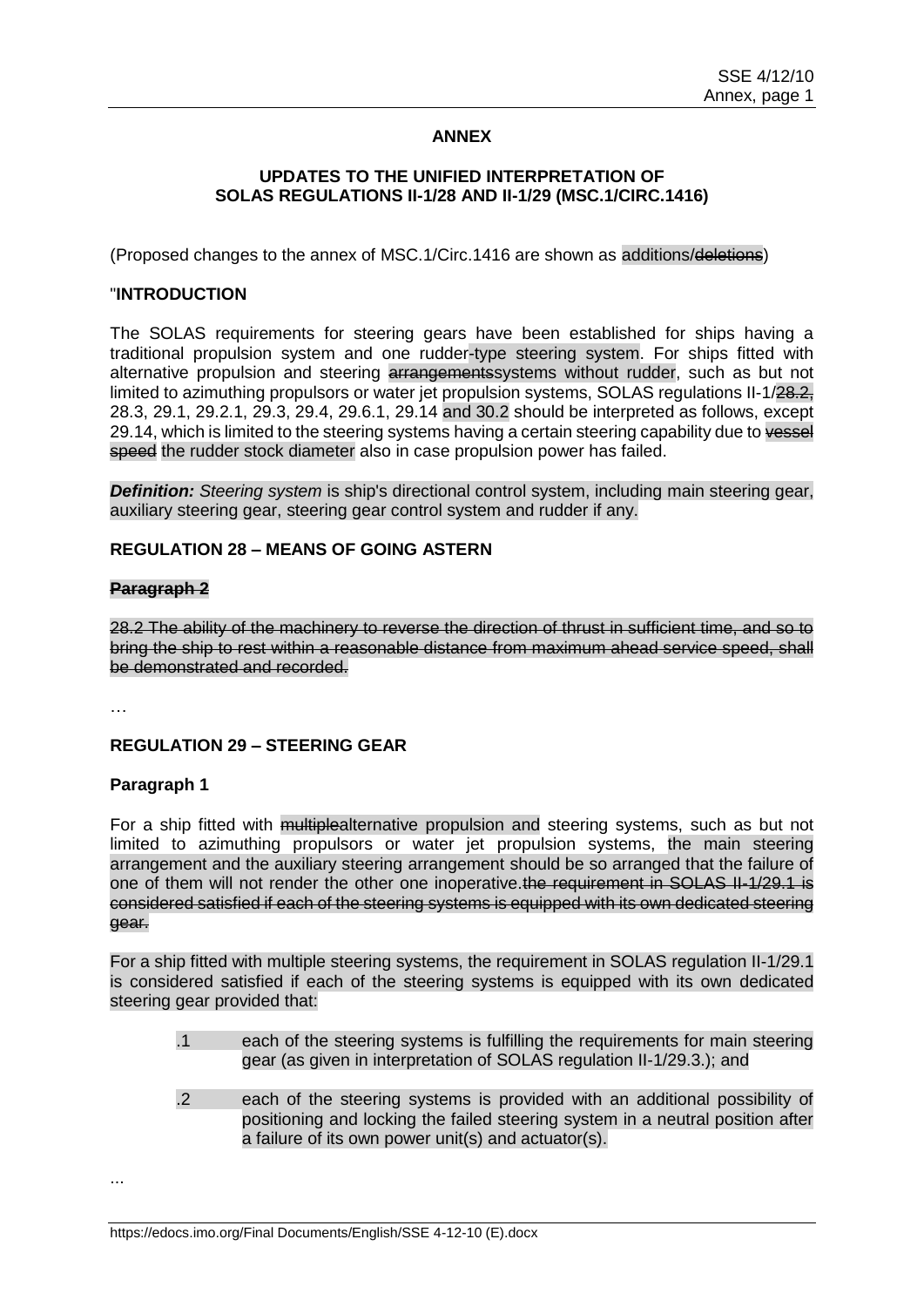# ANNEX

## UPDATES TO THE UNIFIED INTERPRETATION OF SOLAS REGULATIONS II-1/28 AND II-1/29 (MSC.1/CIRC.1416)

(Proposed changes to the annex of MSC.1/Circ.1416 are shown as additions/~~deletions~~)

"**INTRODUCTION**

The SOLAS requirements for steering gears have been established for ships having a traditional propulsion system and one rudder-type steering system. For ships fitted with alternative propulsion and steering ~~arrangements~~systems without rudder, such as but not limited to azimuthing propulsors or water jet propulsion systems, SOLAS regulations II-1/~~28.2,~~ 28.3, 29.1, 29.2.1, 29.3, 29.4, 29.6.1, 29.14 and 30.2 should be interpreted as follows, except 29.14, which is limited to the steering systems having a certain steering capability due to ~~vessel speed~~ the rudder stock diameter also in case propulsion power has failed.

***Definition:*** *Steering system* is ship's directional control system, including main steering gear, auxiliary steering gear, steering gear control system and rudder if any.

**REGULATION 28 – MEANS OF GOING ASTERN**

~~**Paragraph 2**~~

~~28.2 The ability of the machinery to reverse the direction of thrust in sufficient time, and so to bring the ship to rest within a reasonable distance from maximum ahead service speed, shall be demonstrated and recorded.~~

…

**REGULATION 29 – STEERING GEAR**

**Paragraph 1**

For a ship fitted with ~~multiple~~alternative propulsion and steering systems, such as but not limited to azimuthing propulsors or water jet propulsion systems, the main steering arrangement and the auxiliary steering arrangement should be so arranged that the failure of one of them will not render the other one inoperative.~~the requirement in SOLAS II-1/29.1 is considered satisfied if each of the steering systems is equipped with its own dedicated steering gear.~~

For a ship fitted with multiple steering systems, the requirement in SOLAS regulation II-1/29.1 is considered satisfied if each of the steering systems is equipped with its own dedicated steering gear provided that:

.1 each of the steering systems is fulfilling the requirements for main steering gear (as given in interpretation of SOLAS regulation II-1/29.3.); and

.2 each of the steering systems is provided with an additional possibility of positioning and locking the failed steering system in a neutral position after a failure of its own power unit(s) and actuator(s).

...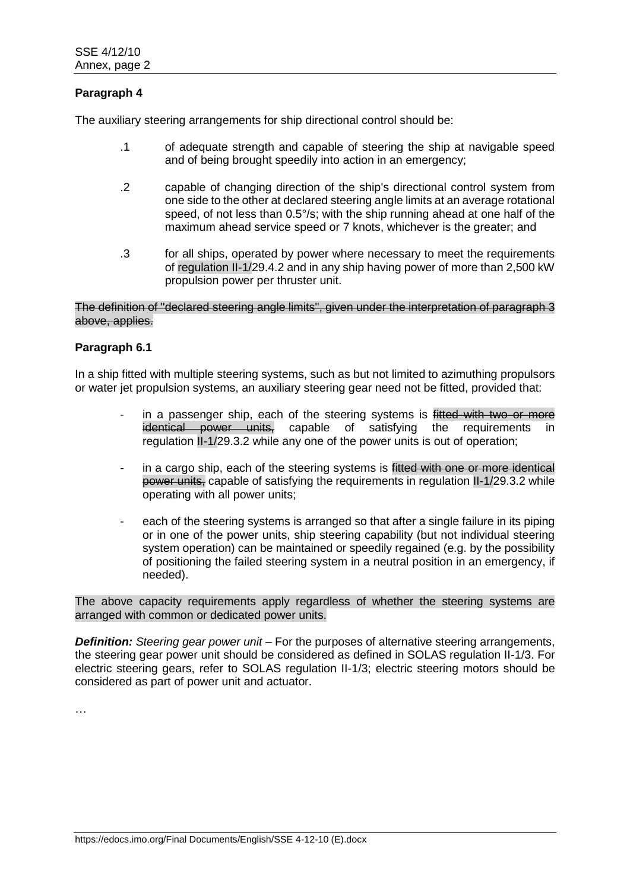**Paragraph 4**

The auxiliary steering arrangements for ship directional control should be:

.1 of adequate strength and capable of steering the ship at navigable speed and of being brought speedily into action in an emergency;

.2 capable of changing direction of the ship's directional control system from one side to the other at declared steering angle limits at an average rotational speed, of not less than 0.5°/s; with the ship running ahead at one half of the maximum ahead service speed or 7 knots, whichever is the greater; and

.3 for all ships, operated by power where necessary to meet the requirements of regulation II-1/29.4.2 and in any ship having power of more than 2,500 kW propulsion power per thruster unit.

~~The definition of "declared steering angle limits", given under the interpretation of paragraph 3 above, applies.~~

**Paragraph 6.1**

In a ship fitted with multiple steering systems, such as but not limited to azimuthing propulsors or water jet propulsion systems, an auxiliary steering gear need not be fitted, provided that:

- in a passenger ship, each of the steering systems is ~~fitted with two or more identical power units,~~ capable of satisfying the requirements in regulation II-1/29.3.2 while any one of the power units is out of operation;
- in a cargo ship, each of the steering systems is ~~fitted with one or more identical power units,~~ capable of satisfying the requirements in regulation II-1/29.3.2 while operating with all power units;
- each of the steering systems is arranged so that after a single failure in its piping or in one of the power units, ship steering capability (but not individual steering system operation) can be maintained or speedily regained (e.g. by the possibility of positioning the failed steering system in a neutral position in an emergency, if needed).

The above capacity requirements apply regardless of whether the steering systems are arranged with common or dedicated power units.

***Definition:*** *Steering gear power unit* – For the purposes of alternative steering arrangements, the steering gear power unit should be considered as defined in SOLAS regulation II-1/3. For electric steering gears, refer to SOLAS regulation II-1/3; electric steering motors should be considered as part of power unit and actuator.

…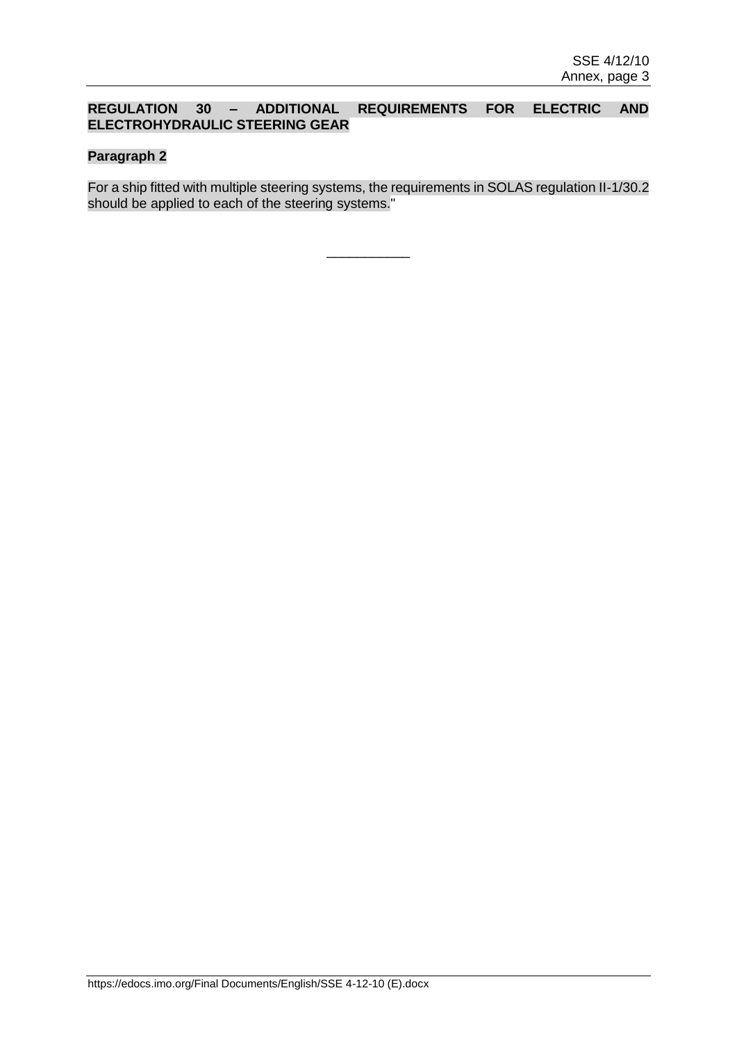**REGULATION 30 – ADDITIONAL REQUIREMENTS FOR ELECTRIC AND ELECTROHYDRAULIC STEERING GEAR**

**Paragraph 2**

For a ship fitted with multiple steering systems, the requirements in SOLAS regulation II-1/30.2 should be applied to each of the steering systems."

___________